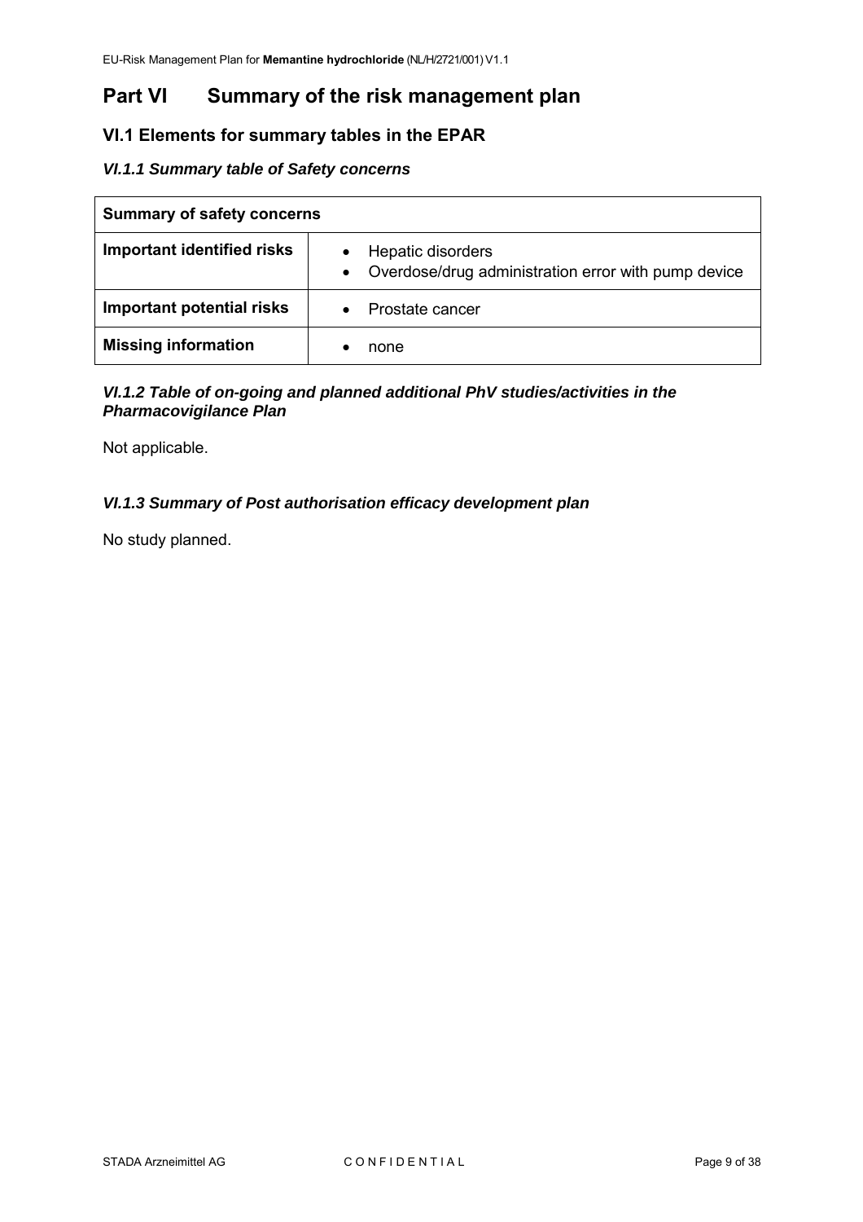# Part VI Summary of the risk management plan

## VI.1 Elements for summary tables in the EPAR

### *VI.1.1 Summary table of Safety concerns*

| Summary of safety concerns | |
|---|---|
| **Important identified risks** | • Hepatic disorders<br>• Overdose/drug administration error with pump device |
| **Important potential risks** | • Prostate cancer |
| **Missing information** | • none |

### *VI.1.2 Table of on-going and planned additional PhV studies/activities in the Pharmacovigilance Plan*

Not applicable.

### *VI.1.3 Summary of Post authorisation efficacy development plan*

No study planned.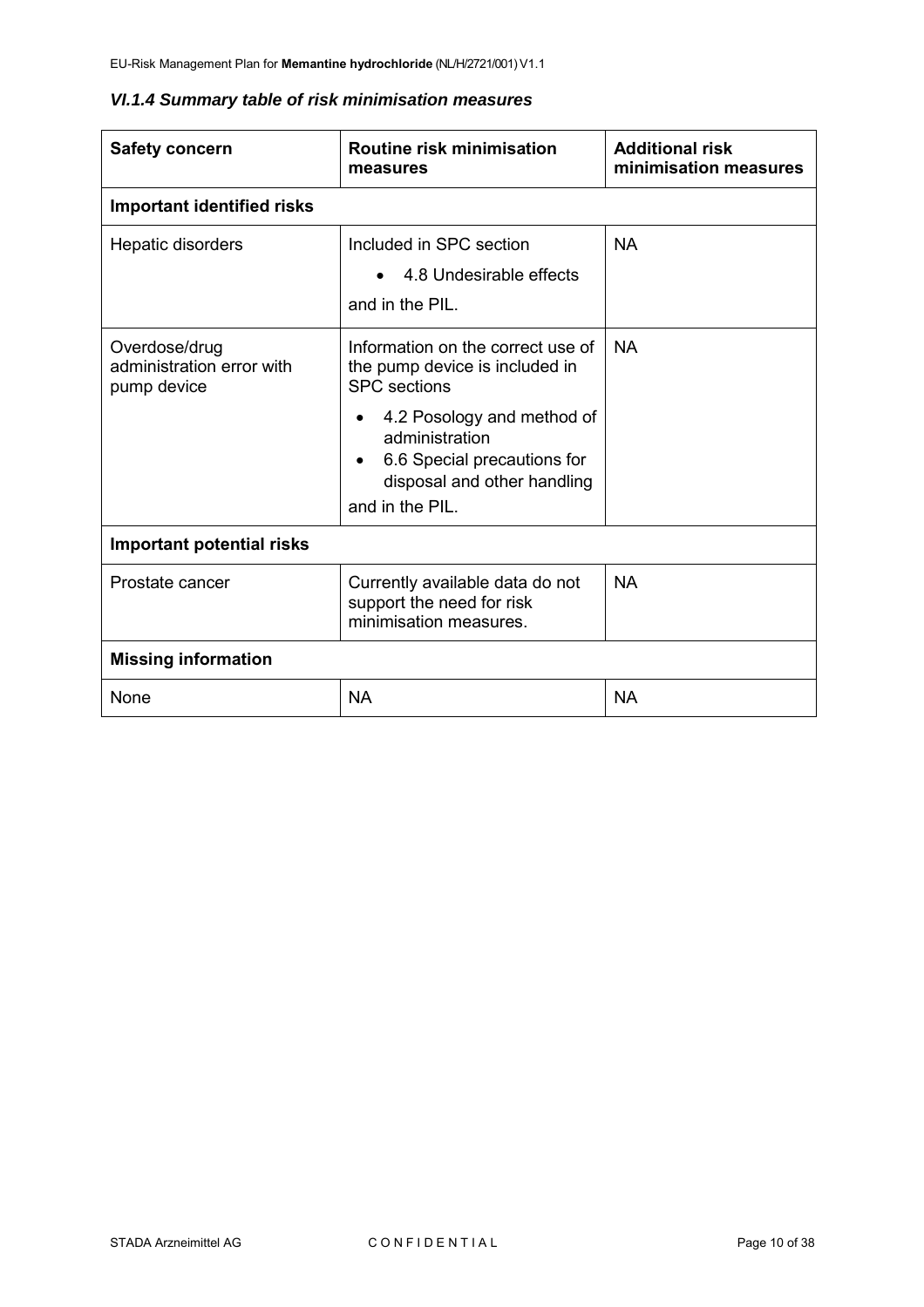### *VI.1.4 Summary table of risk minimisation measures*

| Safety concern | Routine risk minimisation measures | Additional risk minimisation measures |
|---|---|---|
| **Important identified risks** | | |
| Hepatic disorders | Included in SPC section<br>• 4.8 Undesirable effects<br>and in the PIL. | NA |
| Overdose/drug administration error with pump device | Information on the correct use of the pump device is included in SPC sections<br>• 4.2 Posology and method of administration<br>• 6.6 Special precautions for disposal and other handling<br>and in the PIL. | NA |
| **Important potential risks** | | |
| Prostate cancer | Currently available data do not support the need for risk minimisation measures. | NA |
| **Missing information** | | |
| None | NA | NA |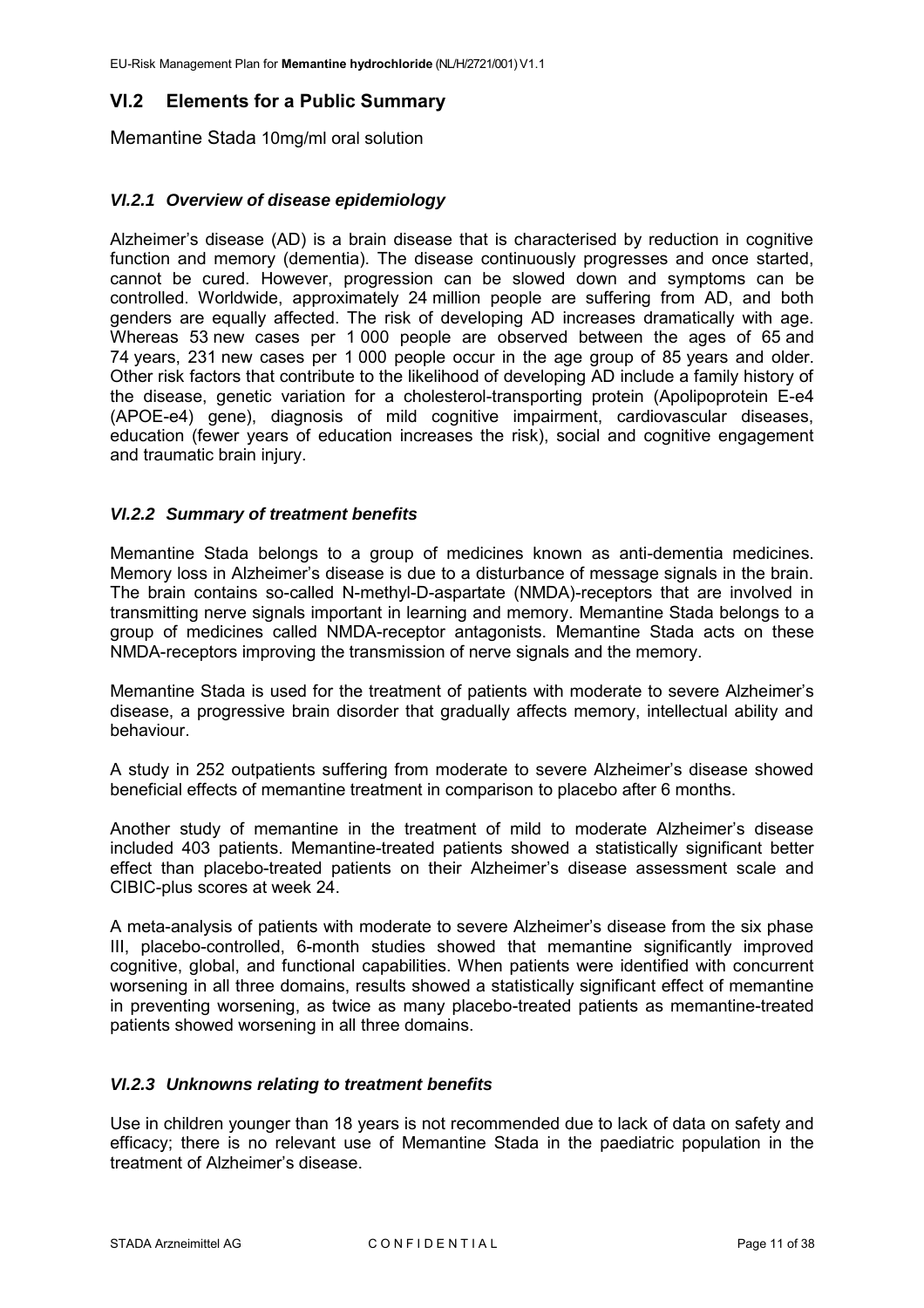## VI.2 Elements for a Public Summary

Memantine Stada 10mg/ml oral solution

### *VI.2.1 Overview of disease epidemiology*

Alzheimer's disease (AD) is a brain disease that is characterised by reduction in cognitive function and memory (dementia). The disease continuously progresses and once started, cannot be cured. However, progression can be slowed down and symptoms can be controlled. Worldwide, approximately 24 million people are suffering from AD, and both genders are equally affected. The risk of developing AD increases dramatically with age. Whereas 53 new cases per 1 000 people are observed between the ages of 65 and 74 years, 231 new cases per 1 000 people occur in the age group of 85 years and older. Other risk factors that contribute to the likelihood of developing AD include a family history of the disease, genetic variation for a cholesterol-transporting protein (Apolipoprotein E-e4 (APOE-e4) gene), diagnosis of mild cognitive impairment, cardiovascular diseases, education (fewer years of education increases the risk), social and cognitive engagement and traumatic brain injury.

### *VI.2.2 Summary of treatment benefits*

Memantine Stada belongs to a group of medicines known as anti-dementia medicines. Memory loss in Alzheimer's disease is due to a disturbance of message signals in the brain. The brain contains so-called N-methyl-D-aspartate (NMDA)-receptors that are involved in transmitting nerve signals important in learning and memory. Memantine Stada belongs to a group of medicines called NMDA-receptor antagonists. Memantine Stada acts on these NMDA-receptors improving the transmission of nerve signals and the memory.

Memantine Stada is used for the treatment of patients with moderate to severe Alzheimer's disease, a progressive brain disorder that gradually affects memory, intellectual ability and behaviour.

A study in 252 outpatients suffering from moderate to severe Alzheimer's disease showed beneficial effects of memantine treatment in comparison to placebo after 6 months.

Another study of memantine in the treatment of mild to moderate Alzheimer's disease included 403 patients. Memantine-treated patients showed a statistically significant better effect than placebo-treated patients on their Alzheimer's disease assessment scale and CIBIC-plus scores at week 24.

A meta-analysis of patients with moderate to severe Alzheimer's disease from the six phase III, placebo-controlled, 6-month studies showed that memantine significantly improved cognitive, global, and functional capabilities. When patients were identified with concurrent worsening in all three domains, results showed a statistically significant effect of memantine in preventing worsening, as twice as many placebo-treated patients as memantine-treated patients showed worsening in all three domains.

### *VI.2.3 Unknowns relating to treatment benefits*

Use in children younger than 18 years is not recommended due to lack of data on safety and efficacy; there is no relevant use of Memantine Stada in the paediatric population in the treatment of Alzheimer's disease.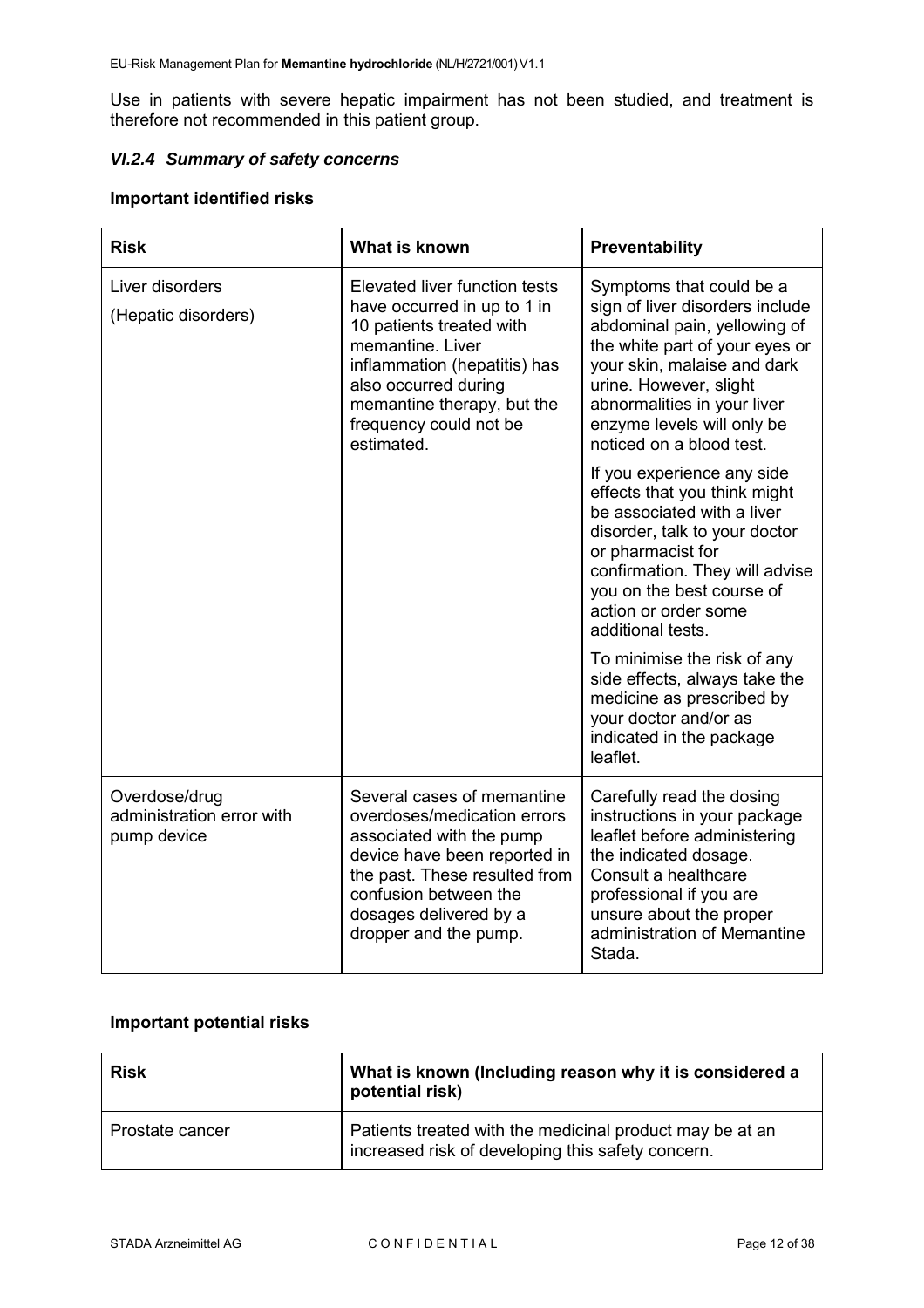Use in patients with severe hepatic impairment has not been studied, and treatment is therefore not recommended in this patient group.

### *VI.2.4 Summary of safety concerns*

**Important identified risks**

| Risk | What is known | Preventability |
|---|---|---|
| Liver disorders<br><br>(Hepatic disorders) | Elevated liver function tests have occurred in up to 1 in 10 patients treated with memantine. Liver inflammation (hepatitis) has also occurred during memantine therapy, but the frequency could not be estimated. | Symptoms that could be a sign of liver disorders include abdominal pain, yellowing of the white part of your eyes or your skin, malaise and dark urine. However, slight abnormalities in your liver enzyme levels will only be noticed on a blood test.<br><br>If you experience any side effects that you think might be associated with a liver disorder, talk to your doctor or pharmacist for confirmation. They will advise you on the best course of action or order some additional tests.<br><br>To minimise the risk of any side effects, always take the medicine as prescribed by your doctor and/or as indicated in the package leaflet. |
| Overdose/drug administration error with pump device | Several cases of memantine overdoses/medication errors associated with the pump device have been reported in the past. These resulted from confusion between the dosages delivered by a dropper and the pump. | Carefully read the dosing instructions in your package leaflet before administering the indicated dosage. Consult a healthcare professional if you are unsure about the proper administration of Memantine Stada. |

**Important potential risks**

| Risk | What is known (Including reason why it is considered a potential risk) |
|---|---|
| Prostate cancer | Patients treated with the medicinal product may be at an increased risk of developing this safety concern. |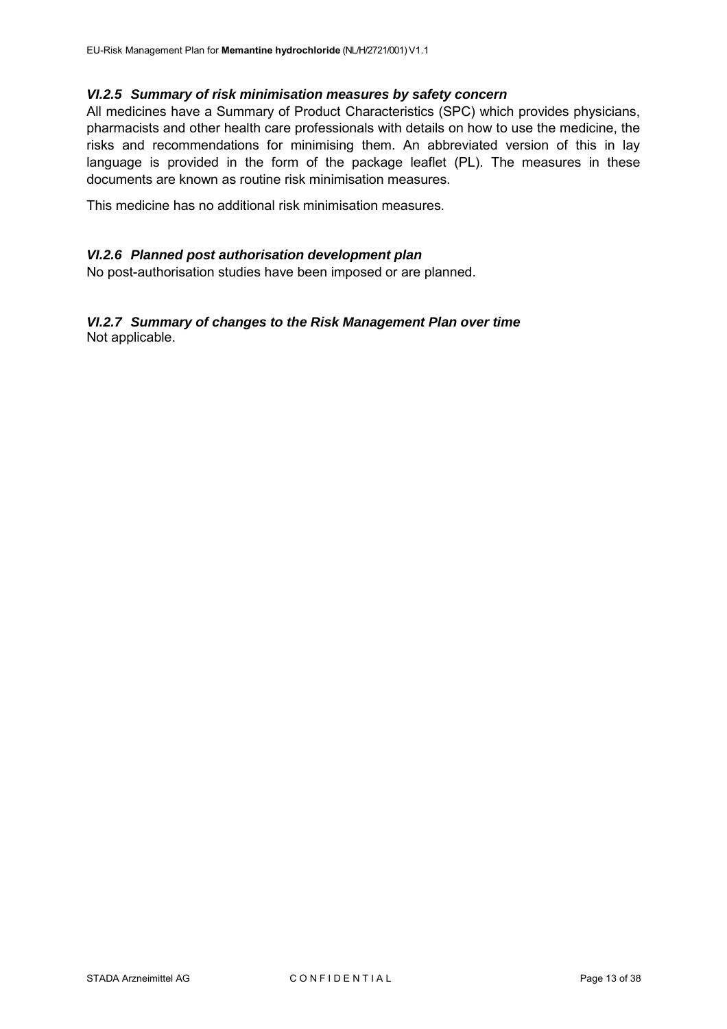### *VI.2.5 Summary of risk minimisation measures by safety concern*

All medicines have a Summary of Product Characteristics (SPC) which provides physicians, pharmacists and other health care professionals with details on how to use the medicine, the risks and recommendations for minimising them. An abbreviated version of this in lay language is provided in the form of the package leaflet (PL). The measures in these documents are known as routine risk minimisation measures.

This medicine has no additional risk minimisation measures.

### *VI.2.6 Planned post authorisation development plan*

No post-authorisation studies have been imposed or are planned.

### *VI.2.7 Summary of changes to the Risk Management Plan over time*

Not applicable.